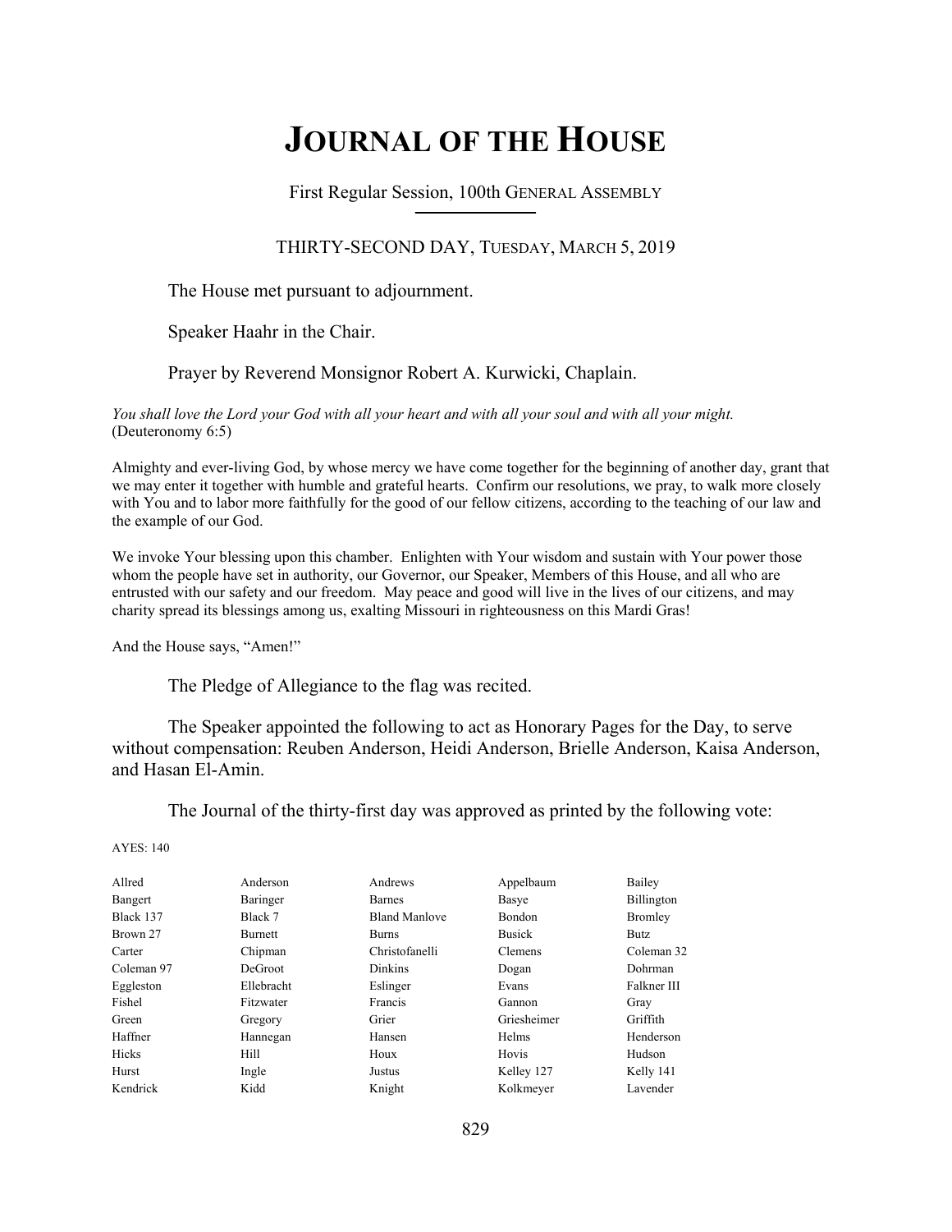# JOURNAL OF THE HOUSE

First Regular Session, 100th GENERAL ASSEMBLY

THIRTY-SECOND DAY, TUESDAY, MARCH 5, 2019

The House met pursuant to adjournment.

Speaker Haahr in the Chair.

Prayer by Reverend Monsignor Robert A. Kurwicki, Chaplain.

*You shall love the Lord your God with all your heart and with all your soul and with all your might.* (Deuteronomy 6:5)

Almighty and ever-living God, by whose mercy we have come together for the beginning of another day, grant that we may enter it together with humble and grateful hearts. Confirm our resolutions, we pray, to walk more closely with You and to labor more faithfully for the good of our fellow citizens, according to the teaching of our law and the example of our God.

We invoke Your blessing upon this chamber. Enlighten with Your wisdom and sustain with Your power those whom the people have set in authority, our Governor, our Speaker, Members of this House, and all who are entrusted with our safety and our freedom. May peace and good will live in the lives of our citizens, and may charity spread its blessings among us, exalting Missouri in righteousness on this Mardi Gras!

And the House says, "Amen!"

The Pledge of Allegiance to the flag was recited.

The Speaker appointed the following to act as Honorary Pages for the Day, to serve without compensation: Reuben Anderson, Heidi Anderson, Brielle Anderson, Kaisa Anderson, and Hasan El-Amin.

The Journal of the thirty-first day was approved as printed by the following vote:

AYES: 140

| | | | | |
|---|---|---|---|---|
| Allred | Anderson | Andrews | Appelbaum | Bailey |
| Bangert | Baringer | Barnes | Basye | Billington |
| Black 137 | Black 7 | Bland Manlove | Bondon | Bromley |
| Brown 27 | Burnett | Burns | Busick | Butz |
| Carter | Chipman | Christofanelli | Clemens | Coleman 32 |
| Coleman 97 | DeGroot | Dinkins | Dogan | Dohrman |
| Eggleston | Ellebracht | Eslinger | Evans | Falkner III |
| Fishel | Fitzwater | Francis | Gannon | Gray |
| Green | Gregory | Grier | Griesheimer | Griffith |
| Haffner | Hannegan | Hansen | Helms | Henderson |
| Hicks | Hill | Houx | Hovis | Hudson |
| Hurst | Ingle | Justus | Kelley 127 | Kelly 141 |
| Kendrick | Kidd | Knight | Kolkmeyer | Lavender |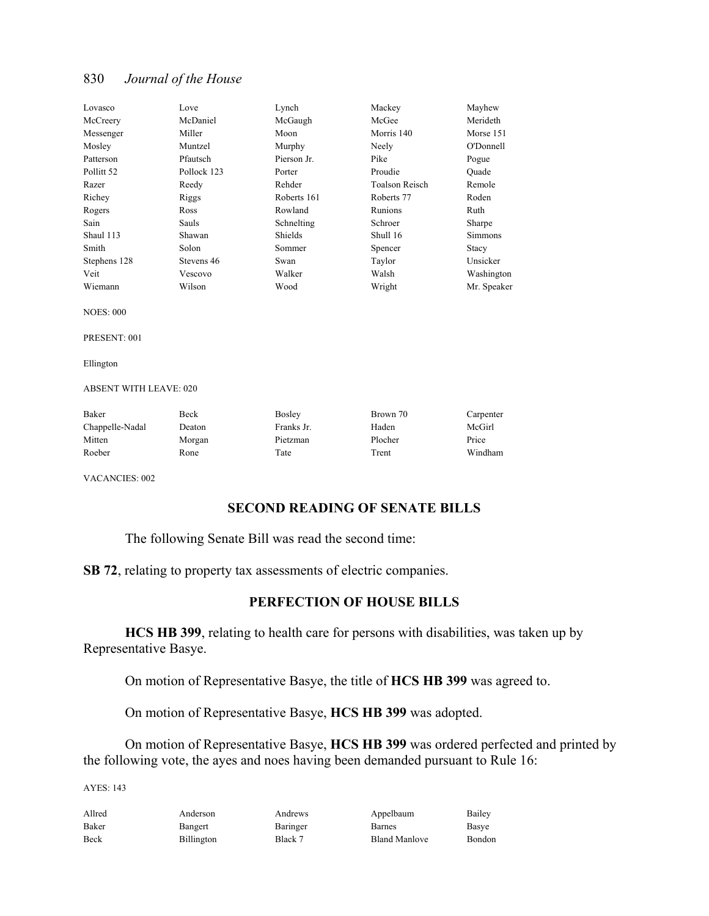| | | | | |
|---|---|---|---|---|
| Lovasco | Love | Lynch | Mackey | Mayhew |
| McCreery | McDaniel | McGaugh | McGee | Merideth |
| Messenger | Miller | Moon | Morris 140 | Morse 151 |
| Mosley | Muntzel | Murphy | Neely | O'Donnell |
| Patterson | Pfautsch | Pierson Jr. | Pike | Pogue |
| Pollitt 52 | Pollock 123 | Porter | Proudie | Quade |
| Razer | Reedy | Rehder | Toalson Reisch | Remole |
| Richey | Riggs | Roberts 161 | Roberts 77 | Roden |
| Rogers | Ross | Rowland | Runions | Ruth |
| Sain | Sauls | Schnelting | Schroer | Sharpe |
| Shaul 113 | Shawan | Shields | Shull 16 | Simmons |
| Smith | Solon | Sommer | Spencer | Stacy |
| Stephens 128 | Stevens 46 | Swan | Taylor | Unsicker |
| Veit | Vescovo | Walker | Walsh | Washington |
| Wiemann | Wilson | Wood | Wright | Mr. Speaker |

NOES: 000

PRESENT: 001

Ellington

ABSENT WITH LEAVE: 020

| | | | | |
|---|---|---|---|---|
| Baker | Beck | Bosley | Brown 70 | Carpenter |
| Chappelle-Nadal | Deaton | Franks Jr. | Haden | McGirl |
| Mitten | Morgan | Pietzman | Plocher | Price |
| Roeber | Rone | Tate | Trent | Windham |

VACANCIES: 002

## SECOND READING OF SENATE BILLS

The following Senate Bill was read the second time:

**SB 72**, relating to property tax assessments of electric companies.

## PERFECTION OF HOUSE BILLS

**HCS HB 399**, relating to health care for persons with disabilities, was taken up by Representative Basye.

On motion of Representative Basye, the title of **HCS HB 399** was agreed to.

On motion of Representative Basye, **HCS HB 399** was adopted.

On motion of Representative Basye, **HCS HB 399** was ordered perfected and printed by the following vote, the ayes and noes having been demanded pursuant to Rule 16:

AYES: 143

| | | | | |
|---|---|---|---|---|
| Allred | Anderson | Andrews | Appelbaum | Bailey |
| Baker | Bangert | Baringer | Barnes | Basye |
| Beck | Billington | Black 7 | Bland Manlove | Bondon |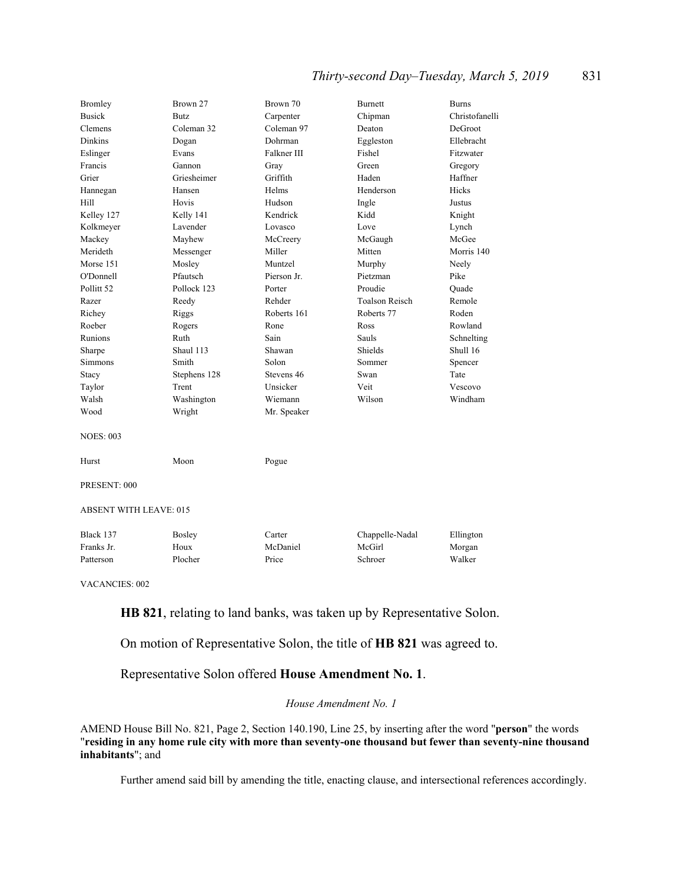| | | | | |
|---|---|---|---|---|
| Bromley | Brown 27 | Brown 70 | Burnett | Burns |
| Busick | Butz | Carpenter | Chipman | Christofanelli |
| Clemens | Coleman 32 | Coleman 97 | Deaton | DeGroot |
| Dinkins | Dogan | Dohrman | Eggleston | Ellebracht |
| Eslinger | Evans | Falkner III | Fishel | Fitzwater |
| Francis | Gannon | Gray | Green | Gregory |
| Grier | Griesheimer | Griffith | Haden | Haffner |
| Hannegan | Hansen | Helms | Henderson | Hicks |
| Hill | Hovis | Hudson | Ingle | Justus |
| Kelley 127 | Kelly 141 | Kendrick | Kidd | Knight |
| Kolkmeyer | Lavender | Lovasco | Love | Lynch |
| Mackey | Mayhew | McCreery | McGaugh | McGee |
| Merideth | Messenger | Miller | Mitten | Morris 140 |
| Morse 151 | Mosley | Muntzel | Murphy | Neely |
| O'Donnell | Pfautsch | Pierson Jr. | Pietzman | Pike |
| Pollitt 52 | Pollock 123 | Porter | Proudie | Quade |
| Razer | Reedy | Rehder | Toalson Reisch | Remole |
| Richey | Riggs | Roberts 161 | Roberts 77 | Roden |
| Roeber | Rogers | Rone | Ross | Rowland |
| Runions | Ruth | Sain | Sauls | Schnelting |
| Sharpe | Shaul 113 | Shawan | Shields | Shull 16 |
| Simmons | Smith | Solon | Sommer | Spencer |
| Stacy | Stephens 128 | Stevens 46 | Swan | Tate |
| Taylor | Trent | Unsicker | Veit | Vescovo |
| Walsh | Washington | Wiemann | Wilson | Windham |
| Wood | Wright | Mr. Speaker | | |

NOES: 003

| | | |
|---|---|---|
| Hurst | Moon | Pogue |

PRESENT: 000

ABSENT WITH LEAVE: 015

| | | | | |
|---|---|---|---|---|
| Black 137 | Bosley | Carter | Chappelle-Nadal | Ellington |
| Franks Jr. | Houx | McDaniel | McGirl | Morgan |
| Patterson | Plocher | Price | Schroer | Walker |

VACANCIES: 002

**HB 821**, relating to land banks, was taken up by Representative Solon.

On motion of Representative Solon, the title of **HB 821** was agreed to.

Representative Solon offered **House Amendment No. 1**.

*House Amendment No. 1*

AMEND House Bill No. 821, Page 2, Section 140.190, Line 25, by inserting after the word "**person**" the words "**residing in any home rule city with more than seventy-one thousand but fewer than seventy-nine thousand inhabitants**"; and

Further amend said bill by amending the title, enacting clause, and intersectional references accordingly.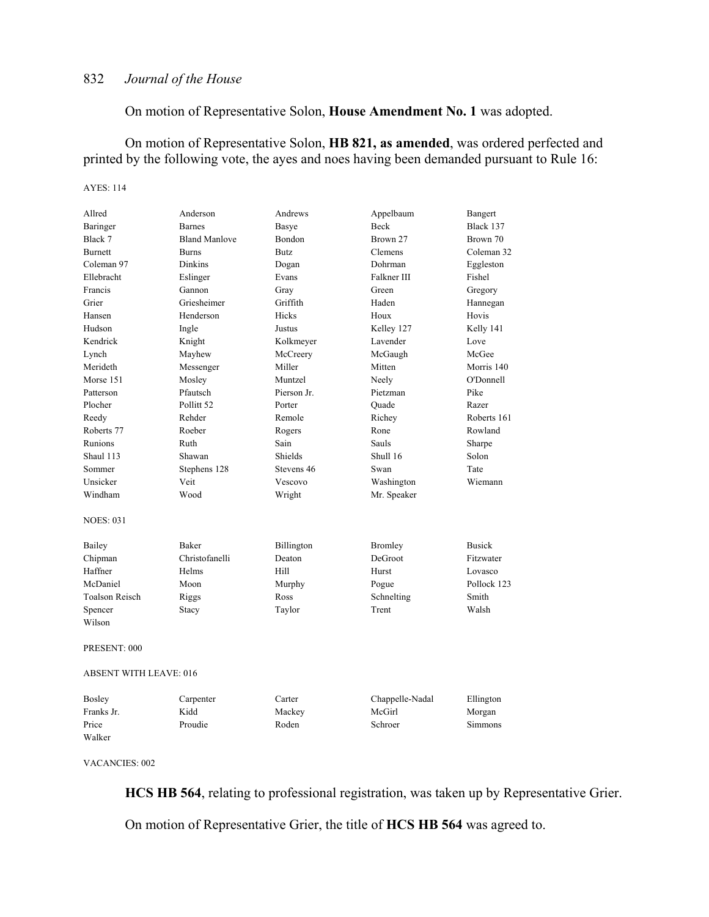On motion of Representative Solon, **House Amendment No. 1** was adopted.

On motion of Representative Solon, **HB 821, as amended**, was ordered perfected and printed by the following vote, the ayes and noes having been demanded pursuant to Rule 16:

AYES: 114

| | | | | |
|---|---|---|---|---|
| Allred | Anderson | Andrews | Appelbaum | Bangert |
| Baringer | Barnes | Basye | Beck | Black 137 |
| Black 7 | Bland Manlove | Bondon | Brown 27 | Brown 70 |
| Burnett | Burns | Butz | Clemens | Coleman 32 |
| Coleman 97 | Dinkins | Dogan | Dohrman | Eggleston |
| Ellebracht | Eslinger | Evans | Falkner III | Fishel |
| Francis | Gannon | Gray | Green | Gregory |
| Grier | Griesheimer | Griffith | Haden | Hannegan |
| Hansen | Henderson | Hicks | Houx | Hovis |
| Hudson | Ingle | Justus | Kelley 127 | Kelly 141 |
| Kendrick | Knight | Kolkmeyer | Lavender | Love |
| Lynch | Mayhew | McCreery | McGaugh | McGee |
| Merideth | Messenger | Miller | Mitten | Morris 140 |
| Morse 151 | Mosley | Muntzel | Neely | O'Donnell |
| Patterson | Pfautsch | Pierson Jr. | Pietzman | Pike |
| Plocher | Pollitt 52 | Porter | Quade | Razer |
| Reedy | Rehder | Remole | Richey | Roberts 161 |
| Roberts 77 | Roeber | Rogers | Rone | Rowland |
| Runions | Ruth | Sain | Sauls | Sharpe |
| Shaul 113 | Shawan | Shields | Shull 16 | Solon |
| Sommer | Stephens 128 | Stevens 46 | Swan | Tate |
| Unsicker | Veit | Vescovo | Washington | Wiemann |
| Windham | Wood | Wright | Mr. Speaker | |

NOES: 031

| | | | | |
|---|---|---|---|---|
| Bailey | Baker | Billington | Bromley | Busick |
| Chipman | Christofanelli | Deaton | DeGroot | Fitzwater |
| Haffner | Helms | Hill | Hurst | Lovasco |
| McDaniel | Moon | Murphy | Pogue | Pollock 123 |
| Toalson Reisch | Riggs | Ross | Schnelting | Smith |
| Spencer | Stacy | Taylor | Trent | Walsh |
| Wilson | | | | |

PRESENT: 000

ABSENT WITH LEAVE: 016

| | | | | |
|---|---|---|---|---|
| Bosley | Carpenter | Carter | Chappelle-Nadal | Ellington |
| Franks Jr. | Kidd | Mackey | McGirl | Morgan |
| Price | Proudie | Roden | Schroer | Simmons |
| Walker | | | | |

VACANCIES: 002

**HCS HB 564**, relating to professional registration, was taken up by Representative Grier.

On motion of Representative Grier, the title of **HCS HB 564** was agreed to.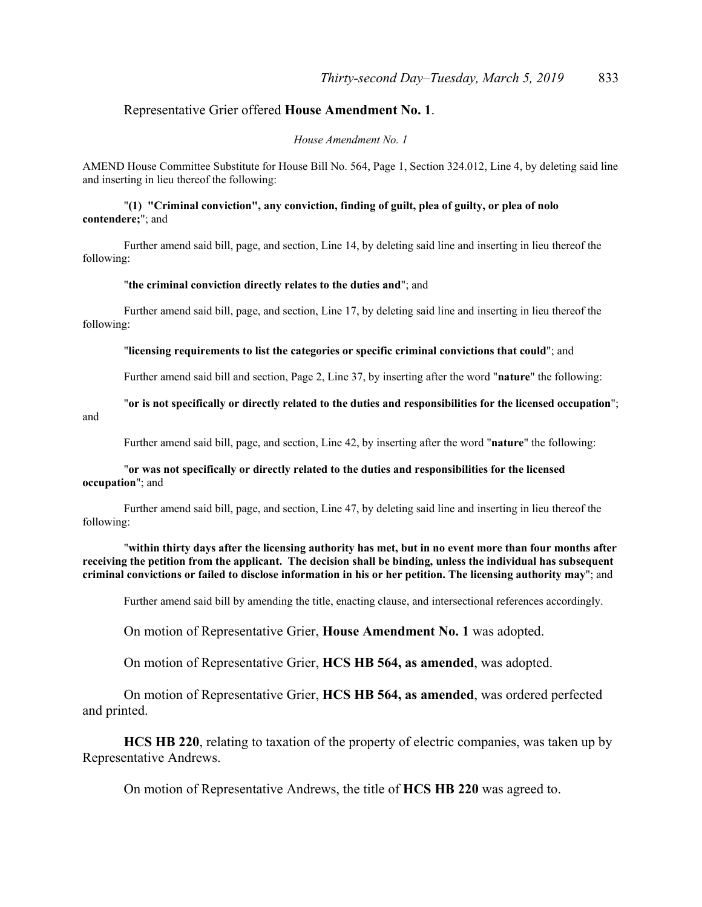Representative Grier offered **House Amendment No. 1**.

*House Amendment No. 1*

AMEND House Committee Substitute for House Bill No. 564, Page 1, Section 324.012, Line 4, by deleting said line and inserting in lieu thereof the following:

"**(1) "Criminal conviction", any conviction, finding of guilt, plea of guilty, or plea of nolo contendere;**"; and

Further amend said bill, page, and section, Line 14, by deleting said line and inserting in lieu thereof the following:

"**the criminal conviction directly relates to the duties and**"; and

Further amend said bill, page, and section, Line 17, by deleting said line and inserting in lieu thereof the following:

"**licensing requirements to list the categories or specific criminal convictions that could**"; and

Further amend said bill and section, Page 2, Line 37, by inserting after the word "**nature**" the following:

"**or is not specifically or directly related to the duties and responsibilities for the licensed occupation**"; and

Further amend said bill, page, and section, Line 42, by inserting after the word "**nature**" the following:

"**or was not specifically or directly related to the duties and responsibilities for the licensed occupation**"; and

Further amend said bill, page, and section, Line 47, by deleting said line and inserting in lieu thereof the following:

"**within thirty days after the licensing authority has met, but in no event more than four months after receiving the petition from the applicant. The decision shall be binding, unless the individual has subsequent criminal convictions or failed to disclose information in his or her petition. The licensing authority may**"; and

Further amend said bill by amending the title, enacting clause, and intersectional references accordingly.

On motion of Representative Grier, **House Amendment No. 1** was adopted.

On motion of Representative Grier, **HCS HB 564, as amended**, was adopted.

On motion of Representative Grier, **HCS HB 564, as amended**, was ordered perfected and printed.

**HCS HB 220**, relating to taxation of the property of electric companies, was taken up by Representative Andrews.

On motion of Representative Andrews, the title of **HCS HB 220** was agreed to.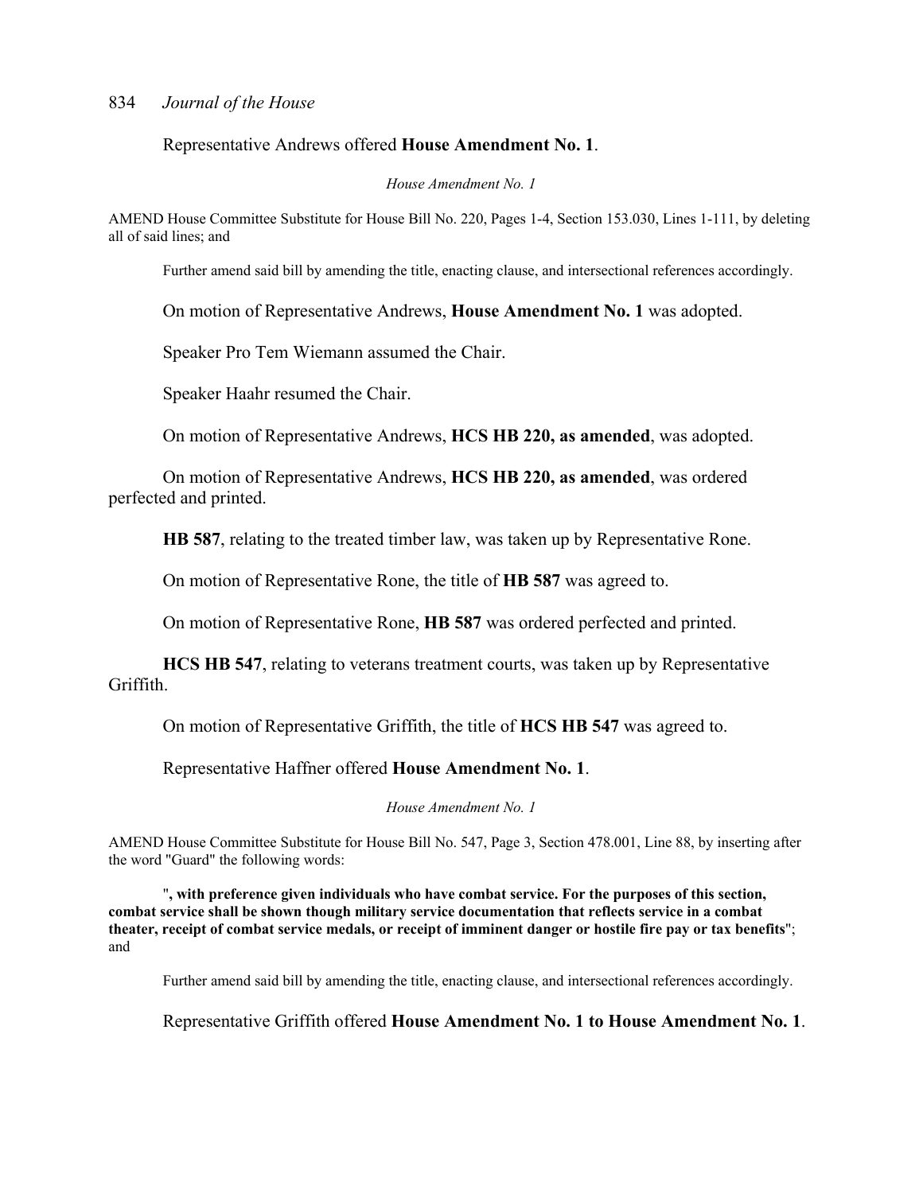Representative Andrews offered **House Amendment No. 1**.

*House Amendment No. 1*

AMEND House Committee Substitute for House Bill No. 220, Pages 1-4, Section 153.030, Lines 1-111, by deleting all of said lines; and

Further amend said bill by amending the title, enacting clause, and intersectional references accordingly.

On motion of Representative Andrews, **House Amendment No. 1** was adopted.

Speaker Pro Tem Wiemann assumed the Chair.

Speaker Haahr resumed the Chair.

On motion of Representative Andrews, **HCS HB 220, as amended**, was adopted.

On motion of Representative Andrews, **HCS HB 220, as amended**, was ordered perfected and printed.

**HB 587**, relating to the treated timber law, was taken up by Representative Rone.

On motion of Representative Rone, the title of **HB 587** was agreed to.

On motion of Representative Rone, **HB 587** was ordered perfected and printed.

**HCS HB 547**, relating to veterans treatment courts, was taken up by Representative Griffith.

On motion of Representative Griffith, the title of **HCS HB 547** was agreed to.

Representative Haffner offered **House Amendment No. 1**.

*House Amendment No. 1*

AMEND House Committee Substitute for House Bill No. 547, Page 3, Section 478.001, Line 88, by inserting after the word "Guard" the following words:

"**, with preference given individuals who have combat service. For the purposes of this section, combat service shall be shown though military service documentation that reflects service in a combat theater, receipt of combat service medals, or receipt of imminent danger or hostile fire pay or tax benefits**"; and

Further amend said bill by amending the title, enacting clause, and intersectional references accordingly.

Representative Griffith offered **House Amendment No. 1 to House Amendment No. 1**.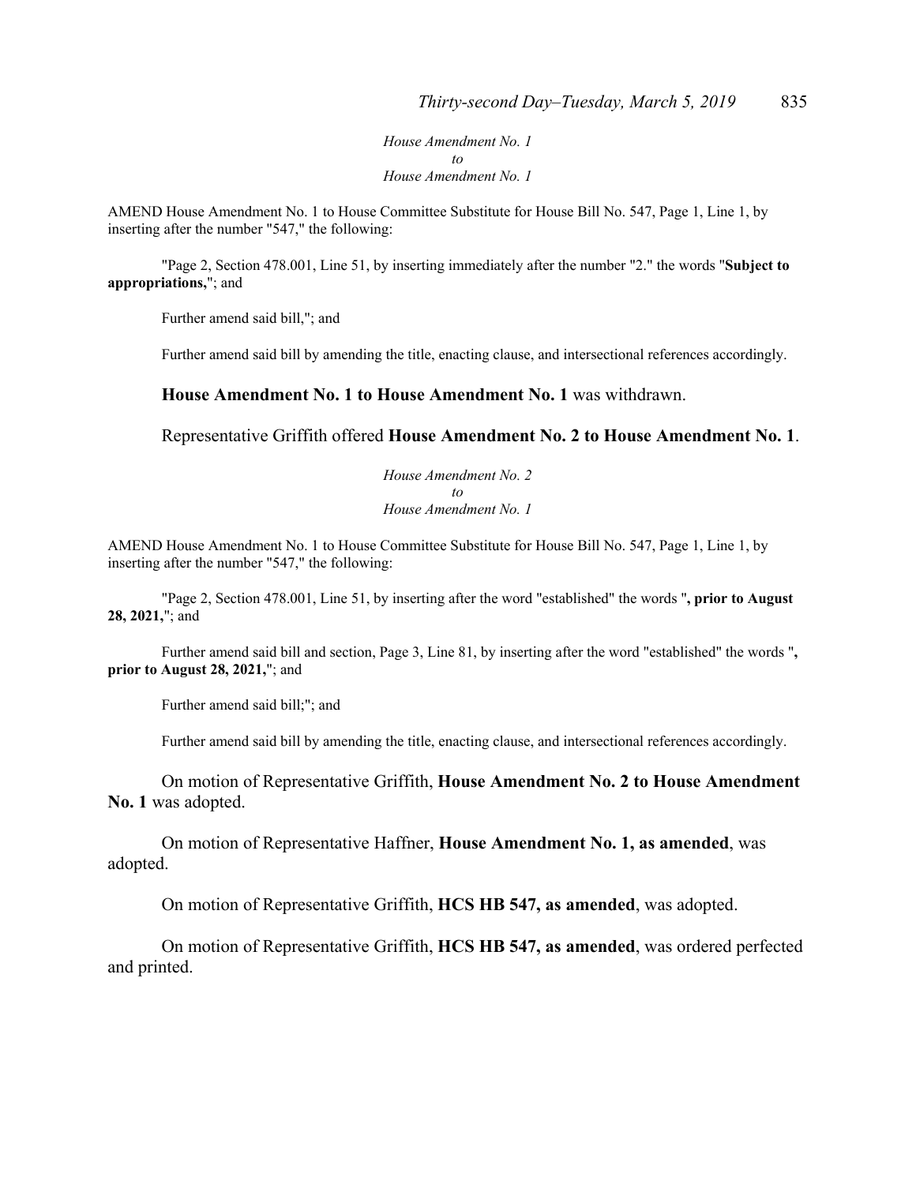*House Amendment No. 1*
*to*
*House Amendment No. 1*

AMEND House Amendment No. 1 to House Committee Substitute for House Bill No. 547, Page 1, Line 1, by inserting after the number "547," the following:

"Page 2, Section 478.001, Line 51, by inserting immediately after the number "2." the words "**Subject to appropriations,**"; and

Further amend said bill,"; and

Further amend said bill by amending the title, enacting clause, and intersectional references accordingly.

**House Amendment No. 1 to House Amendment No. 1** was withdrawn.

Representative Griffith offered **House Amendment No. 2 to House Amendment No. 1**.

*House Amendment No. 2*
*to*
*House Amendment No. 1*

AMEND House Amendment No. 1 to House Committee Substitute for House Bill No. 547, Page 1, Line 1, by inserting after the number "547," the following:

"Page 2, Section 478.001, Line 51, by inserting after the word "established" the words "**, prior to August 28, 2021,**"; and

Further amend said bill and section, Page 3, Line 81, by inserting after the word "established" the words "**, prior to August 28, 2021,**"; and

Further amend said bill;"; and

Further amend said bill by amending the title, enacting clause, and intersectional references accordingly.

On motion of Representative Griffith, **House Amendment No. 2 to House Amendment No. 1** was adopted.

On motion of Representative Haffner, **House Amendment No. 1, as amended**, was adopted.

On motion of Representative Griffith, **HCS HB 547, as amended**, was adopted.

On motion of Representative Griffith, **HCS HB 547, as amended**, was ordered perfected and printed.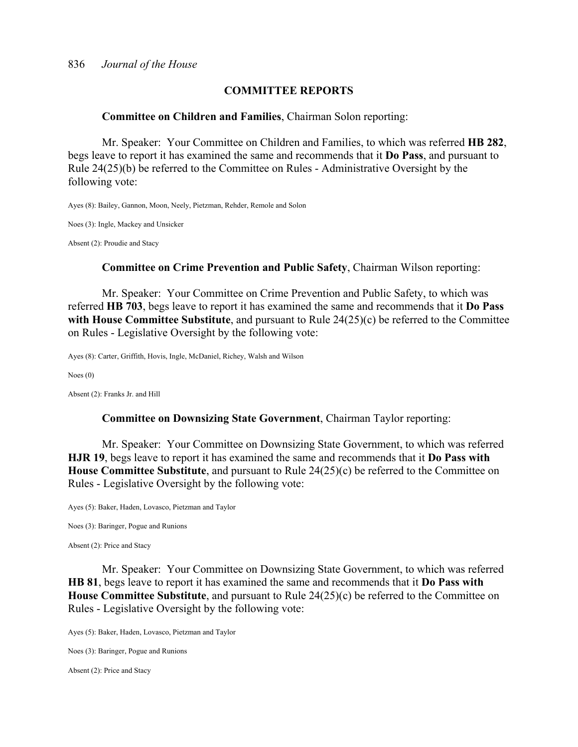## COMMITTEE REPORTS

**Committee on Children and Families**, Chairman Solon reporting:

Mr. Speaker: Your Committee on Children and Families, to which was referred **HB 282**, begs leave to report it has examined the same and recommends that it **Do Pass**, and pursuant to Rule 24(25)(b) be referred to the Committee on Rules - Administrative Oversight by the following vote:

Ayes (8): Bailey, Gannon, Moon, Neely, Pietzman, Rehder, Remole and Solon

Noes (3): Ingle, Mackey and Unsicker

Absent (2): Proudie and Stacy

**Committee on Crime Prevention and Public Safety**, Chairman Wilson reporting:

Mr. Speaker: Your Committee on Crime Prevention and Public Safety, to which was referred **HB 703**, begs leave to report it has examined the same and recommends that it **Do Pass with House Committee Substitute**, and pursuant to Rule 24(25)(c) be referred to the Committee on Rules - Legislative Oversight by the following vote:

Ayes (8): Carter, Griffith, Hovis, Ingle, McDaniel, Richey, Walsh and Wilson

Noes (0)

Absent (2): Franks Jr. and Hill

**Committee on Downsizing State Government**, Chairman Taylor reporting:

Mr. Speaker: Your Committee on Downsizing State Government, to which was referred **HJR 19**, begs leave to report it has examined the same and recommends that it **Do Pass with House Committee Substitute**, and pursuant to Rule 24(25)(c) be referred to the Committee on Rules - Legislative Oversight by the following vote:

Ayes (5): Baker, Haden, Lovasco, Pietzman and Taylor

Noes (3): Baringer, Pogue and Runions

Absent (2): Price and Stacy

Mr. Speaker: Your Committee on Downsizing State Government, to which was referred **HB 81**, begs leave to report it has examined the same and recommends that it **Do Pass with House Committee Substitute**, and pursuant to Rule 24(25)(c) be referred to the Committee on Rules - Legislative Oversight by the following vote:

Ayes (5): Baker, Haden, Lovasco, Pietzman and Taylor

Noes (3): Baringer, Pogue and Runions

Absent (2): Price and Stacy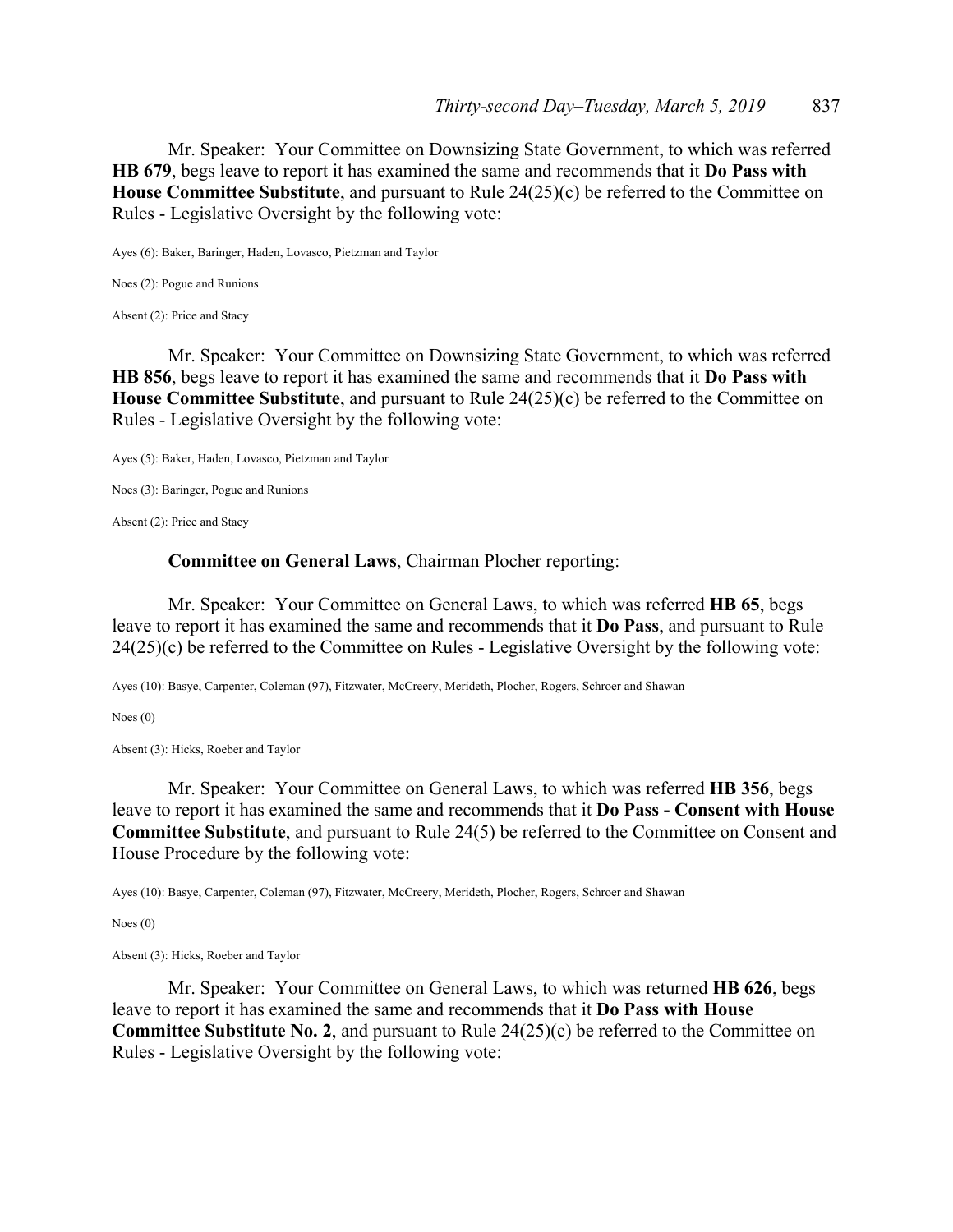Mr. Speaker: Your Committee on Downsizing State Government, to which was referred **HB 679**, begs leave to report it has examined the same and recommends that it **Do Pass with House Committee Substitute**, and pursuant to Rule 24(25)(c) be referred to the Committee on Rules - Legislative Oversight by the following vote:

Ayes (6): Baker, Baringer, Haden, Lovasco, Pietzman and Taylor

Noes (2): Pogue and Runions

Absent (2): Price and Stacy

Mr. Speaker: Your Committee on Downsizing State Government, to which was referred **HB 856**, begs leave to report it has examined the same and recommends that it **Do Pass with House Committee Substitute**, and pursuant to Rule 24(25)(c) be referred to the Committee on Rules - Legislative Oversight by the following vote:

Ayes (5): Baker, Haden, Lovasco, Pietzman and Taylor

Noes (3): Baringer, Pogue and Runions

Absent (2): Price and Stacy

**Committee on General Laws**, Chairman Plocher reporting:

Mr. Speaker: Your Committee on General Laws, to which was referred **HB 65**, begs leave to report it has examined the same and recommends that it **Do Pass**, and pursuant to Rule 24(25)(c) be referred to the Committee on Rules - Legislative Oversight by the following vote:

Ayes (10): Basye, Carpenter, Coleman (97), Fitzwater, McCreery, Merideth, Plocher, Rogers, Schroer and Shawan

Noes (0)

Absent (3): Hicks, Roeber and Taylor

Mr. Speaker: Your Committee on General Laws, to which was referred **HB 356**, begs leave to report it has examined the same and recommends that it **Do Pass - Consent with House Committee Substitute**, and pursuant to Rule 24(5) be referred to the Committee on Consent and House Procedure by the following vote:

Ayes (10): Basye, Carpenter, Coleman (97), Fitzwater, McCreery, Merideth, Plocher, Rogers, Schroer and Shawan

Noes (0)

Absent (3): Hicks, Roeber and Taylor

Mr. Speaker: Your Committee on General Laws, to which was returned **HB 626**, begs leave to report it has examined the same and recommends that it **Do Pass with House Committee Substitute No. 2**, and pursuant to Rule 24(25)(c) be referred to the Committee on Rules - Legislative Oversight by the following vote: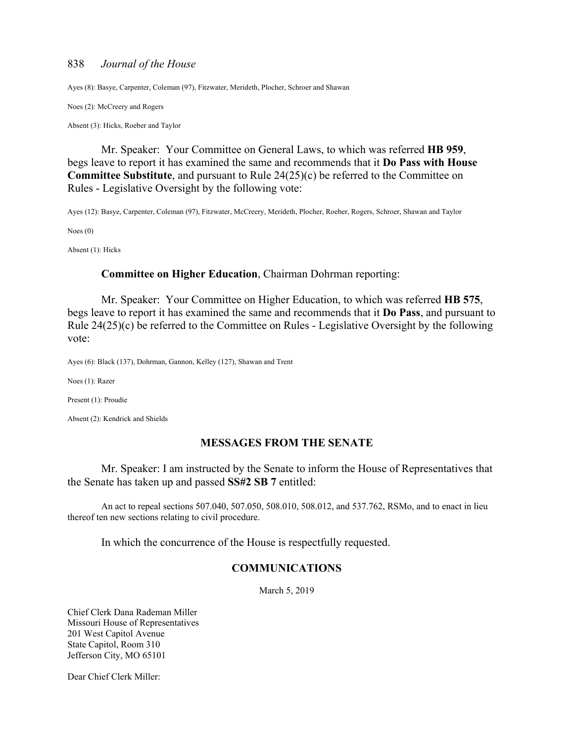Ayes (8): Basye, Carpenter, Coleman (97), Fitzwater, Merideth, Plocher, Schroer and Shawan

Noes (2): McCreery and Rogers

Absent (3): Hicks, Roeber and Taylor

Mr. Speaker: Your Committee on General Laws, to which was referred **HB 959**, begs leave to report it has examined the same and recommends that it **Do Pass with House Committee Substitute**, and pursuant to Rule 24(25)(c) be referred to the Committee on Rules - Legislative Oversight by the following vote:

Ayes (12): Basye, Carpenter, Coleman (97), Fitzwater, McCreery, Merideth, Plocher, Roeber, Rogers, Schroer, Shawan and Taylor

Noes (0)

Absent (1): Hicks

**Committee on Higher Education**, Chairman Dohrman reporting:

Mr. Speaker: Your Committee on Higher Education, to which was referred **HB 575**, begs leave to report it has examined the same and recommends that it **Do Pass**, and pursuant to Rule 24(25)(c) be referred to the Committee on Rules - Legislative Oversight by the following vote:

Ayes (6): Black (137), Dohrman, Gannon, Kelley (127), Shawan and Trent

Noes (1): Razer

Present (1): Proudie

Absent (2): Kendrick and Shields

## MESSAGES FROM THE SENATE

Mr. Speaker: I am instructed by the Senate to inform the House of Representatives that the Senate has taken up and passed **SS#2 SB 7** entitled:

An act to repeal sections 507.040, 507.050, 508.010, 508.012, and 537.762, RSMo, and to enact in lieu thereof ten new sections relating to civil procedure.

In which the concurrence of the House is respectfully requested.

## COMMUNICATIONS

March 5, 2019

Chief Clerk Dana Rademan Miller
Missouri House of Representatives
201 West Capitol Avenue
State Capitol, Room 310
Jefferson City, MO 65101

Dear Chief Clerk Miller: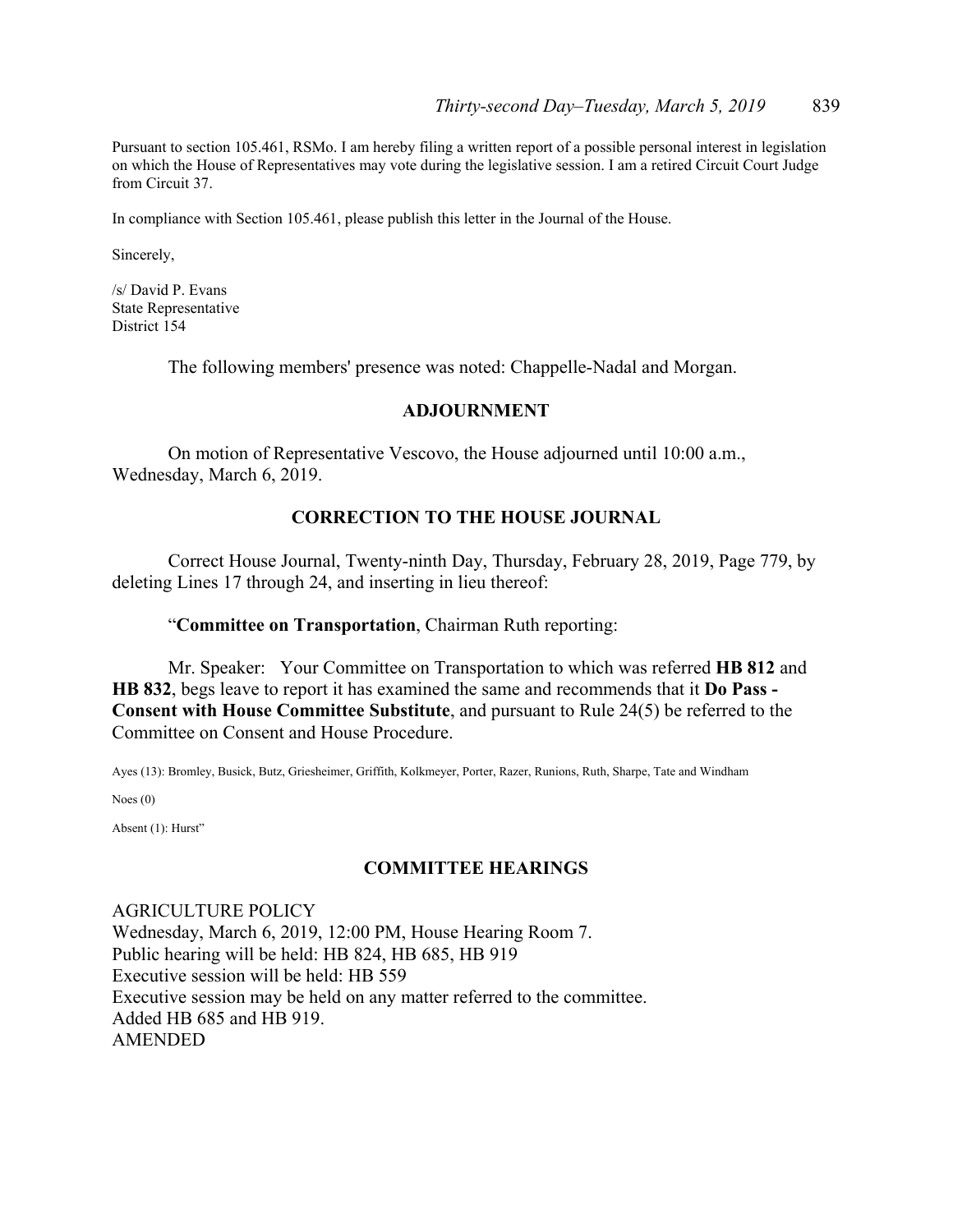Pursuant to section 105.461, RSMo. I am hereby filing a written report of a possible personal interest in legislation on which the House of Representatives may vote during the legislative session. I am a retired Circuit Court Judge from Circuit 37.

In compliance with Section 105.461, please publish this letter in the Journal of the House.

Sincerely,

/s/ David P. Evans
State Representative
District 154

The following members' presence was noted: Chappelle-Nadal and Morgan.

## ADJOURNMENT

On motion of Representative Vescovo, the House adjourned until 10:00 a.m., Wednesday, March 6, 2019.

## CORRECTION TO THE HOUSE JOURNAL

Correct House Journal, Twenty-ninth Day, Thursday, February 28, 2019, Page 779, by deleting Lines 17 through 24, and inserting in lieu thereof:

"**Committee on Transportation**, Chairman Ruth reporting:

Mr. Speaker: Your Committee on Transportation to which was referred **HB 812** and **HB 832**, begs leave to report it has examined the same and recommends that it **Do Pass - Consent with House Committee Substitute**, and pursuant to Rule 24(5) be referred to the Committee on Consent and House Procedure.

Ayes (13): Bromley, Busick, Butz, Griesheimer, Griffith, Kolkmeyer, Porter, Razer, Runions, Ruth, Sharpe, Tate and Windham

Noes (0)

Absent (1): Hurst"

## COMMITTEE HEARINGS

AGRICULTURE POLICY
Wednesday, March 6, 2019, 12:00 PM, House Hearing Room 7.
Public hearing will be held: HB 824, HB 685, HB 919
Executive session will be held: HB 559
Executive session may be held on any matter referred to the committee.
Added HB 685 and HB 919.
AMENDED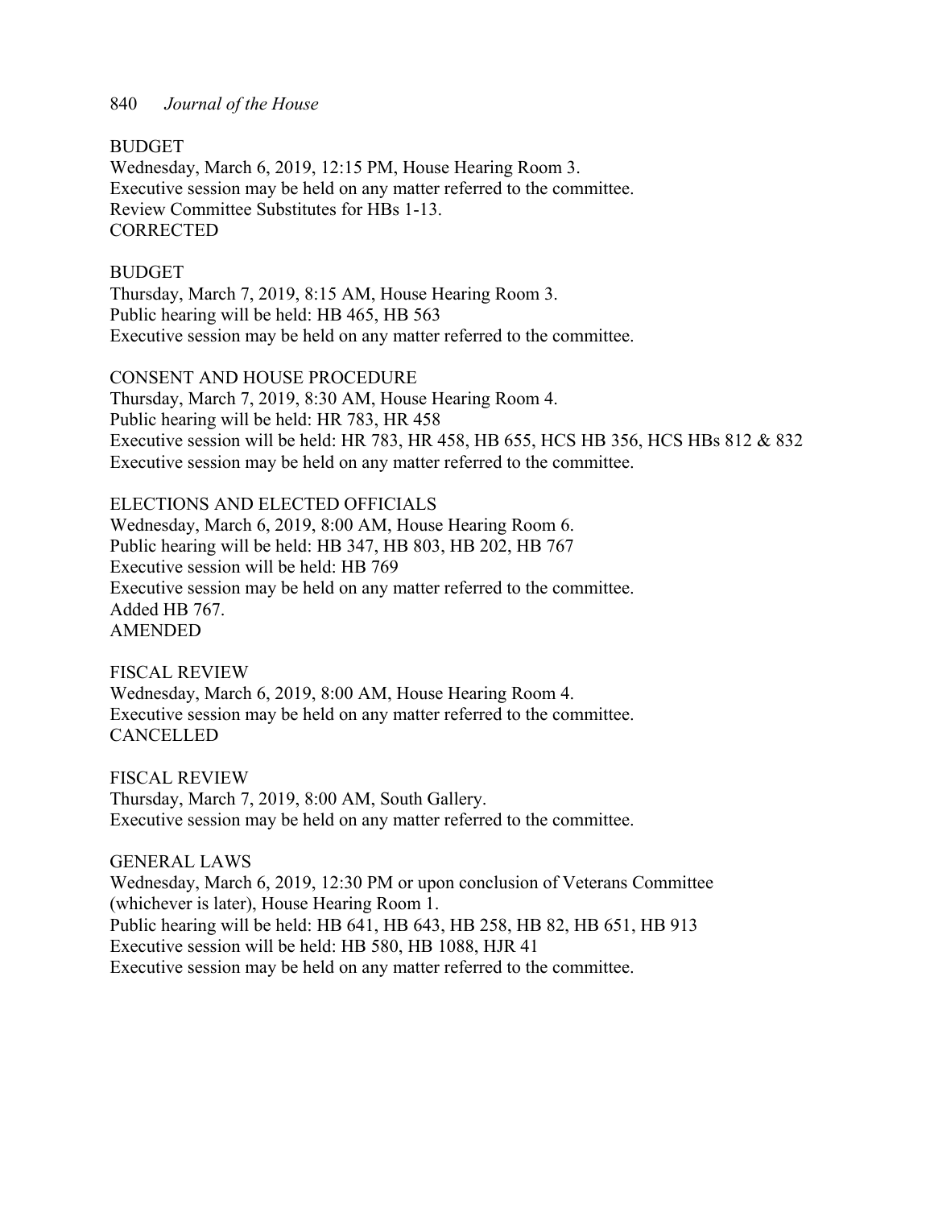BUDGET
Wednesday, March 6, 2019, 12:15 PM, House Hearing Room 3.
Executive session may be held on any matter referred to the committee.
Review Committee Substitutes for HBs 1-13.
CORRECTED

BUDGET
Thursday, March 7, 2019, 8:15 AM, House Hearing Room 3.
Public hearing will be held: HB 465, HB 563
Executive session may be held on any matter referred to the committee.

CONSENT AND HOUSE PROCEDURE
Thursday, March 7, 2019, 8:30 AM, House Hearing Room 4.
Public hearing will be held: HR 783, HR 458
Executive session will be held: HR 783, HR 458, HB 655, HCS HB 356, HCS HBs 812 & 832
Executive session may be held on any matter referred to the committee.

ELECTIONS AND ELECTED OFFICIALS
Wednesday, March 6, 2019, 8:00 AM, House Hearing Room 6.
Public hearing will be held: HB 347, HB 803, HB 202, HB 767
Executive session will be held: HB 769
Executive session may be held on any matter referred to the committee.
Added HB 767.
AMENDED

FISCAL REVIEW
Wednesday, March 6, 2019, 8:00 AM, House Hearing Room 4.
Executive session may be held on any matter referred to the committee.
CANCELLED

FISCAL REVIEW
Thursday, March 7, 2019, 8:00 AM, South Gallery.
Executive session may be held on any matter referred to the committee.

GENERAL LAWS
Wednesday, March 6, 2019, 12:30 PM or upon conclusion of Veterans Committee (whichever is later), House Hearing Room 1.
Public hearing will be held: HB 641, HB 643, HB 258, HB 82, HB 651, HB 913
Executive session will be held: HB 580, HB 1088, HJR 41
Executive session may be held on any matter referred to the committee.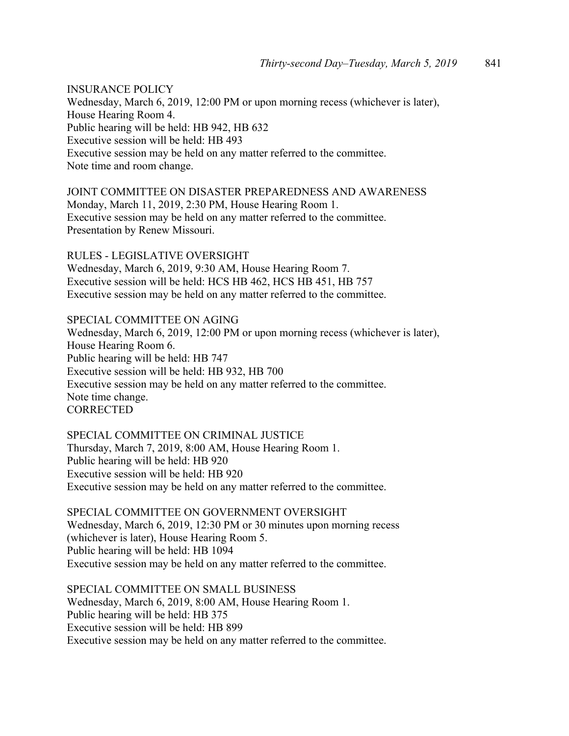INSURANCE POLICY
Wednesday, March 6, 2019, 12:00 PM or upon morning recess (whichever is later), House Hearing Room 4.
Public hearing will be held: HB 942, HB 632
Executive session will be held: HB 493
Executive session may be held on any matter referred to the committee.
Note time and room change.

JOINT COMMITTEE ON DISASTER PREPAREDNESS AND AWARENESS
Monday, March 11, 2019, 2:30 PM, House Hearing Room 1.
Executive session may be held on any matter referred to the committee.
Presentation by Renew Missouri.

RULES - LEGISLATIVE OVERSIGHT
Wednesday, March 6, 2019, 9:30 AM, House Hearing Room 7.
Executive session will be held: HCS HB 462, HCS HB 451, HB 757
Executive session may be held on any matter referred to the committee.

SPECIAL COMMITTEE ON AGING
Wednesday, March 6, 2019, 12:00 PM or upon morning recess (whichever is later), House Hearing Room 6.
Public hearing will be held: HB 747
Executive session will be held: HB 932, HB 700
Executive session may be held on any matter referred to the committee.
Note time change.
CORRECTED

SPECIAL COMMITTEE ON CRIMINAL JUSTICE
Thursday, March 7, 2019, 8:00 AM, House Hearing Room 1.
Public hearing will be held: HB 920
Executive session will be held: HB 920
Executive session may be held on any matter referred to the committee.

SPECIAL COMMITTEE ON GOVERNMENT OVERSIGHT
Wednesday, March 6, 2019, 12:30 PM or 30 minutes upon morning recess (whichever is later), House Hearing Room 5.
Public hearing will be held: HB 1094
Executive session may be held on any matter referred to the committee.

SPECIAL COMMITTEE ON SMALL BUSINESS
Wednesday, March 6, 2019, 8:00 AM, House Hearing Room 1.
Public hearing will be held: HB 375
Executive session will be held: HB 899
Executive session may be held on any matter referred to the committee.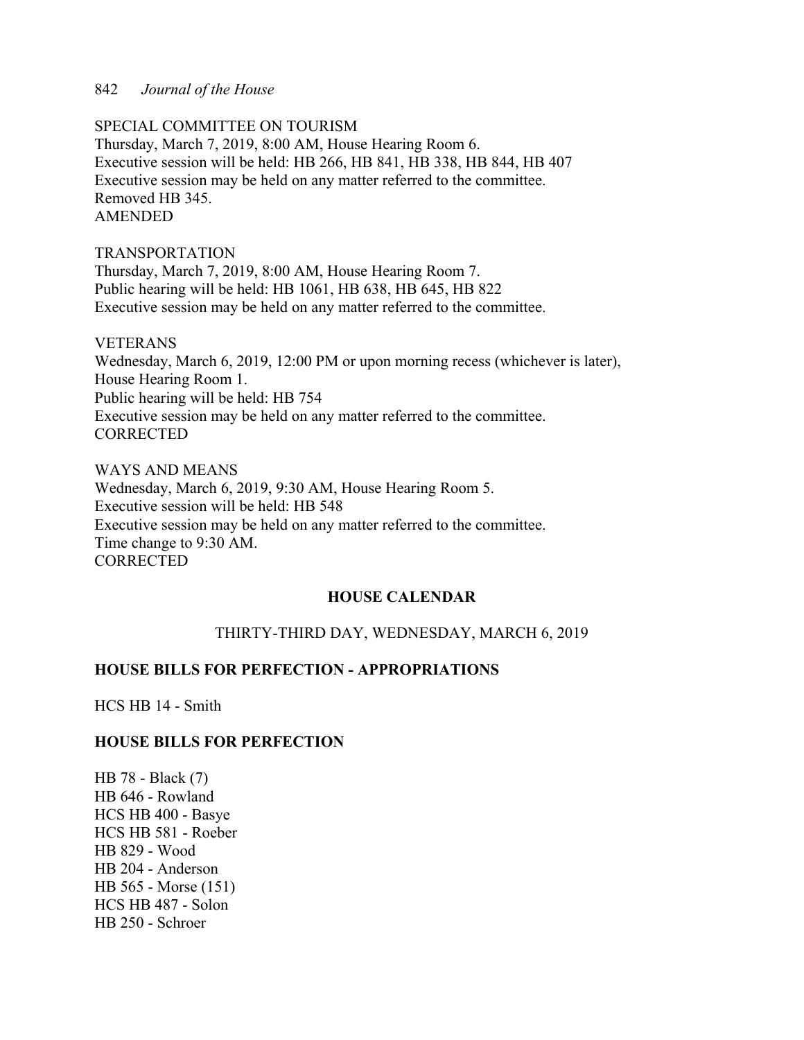SPECIAL COMMITTEE ON TOURISM
Thursday, March 7, 2019, 8:00 AM, House Hearing Room 6.
Executive session will be held: HB 266, HB 841, HB 338, HB 844, HB 407
Executive session may be held on any matter referred to the committee.
Removed HB 345.
AMENDED

TRANSPORTATION
Thursday, March 7, 2019, 8:00 AM, House Hearing Room 7.
Public hearing will be held: HB 1061, HB 638, HB 645, HB 822
Executive session may be held on any matter referred to the committee.

VETERANS
Wednesday, March 6, 2019, 12:00 PM or upon morning recess (whichever is later), House Hearing Room 1.
Public hearing will be held: HB 754
Executive session may be held on any matter referred to the committee.
CORRECTED

WAYS AND MEANS
Wednesday, March 6, 2019, 9:30 AM, House Hearing Room 5.
Executive session will be held: HB 548
Executive session may be held on any matter referred to the committee.
Time change to 9:30 AM.
CORRECTED

## HOUSE CALENDAR

### THIRTY-THIRD DAY, WEDNESDAY, MARCH 6, 2019

**HOUSE BILLS FOR PERFECTION - APPROPRIATIONS**

HCS HB 14 - Smith

**HOUSE BILLS FOR PERFECTION**

HB 78 - Black (7)
HB 646 - Rowland
HCS HB 400 - Basye
HCS HB 581 - Roeber
HB 829 - Wood
HB 204 - Anderson
HB 565 - Morse (151)
HCS HB 487 - Solon
HB 250 - Schroer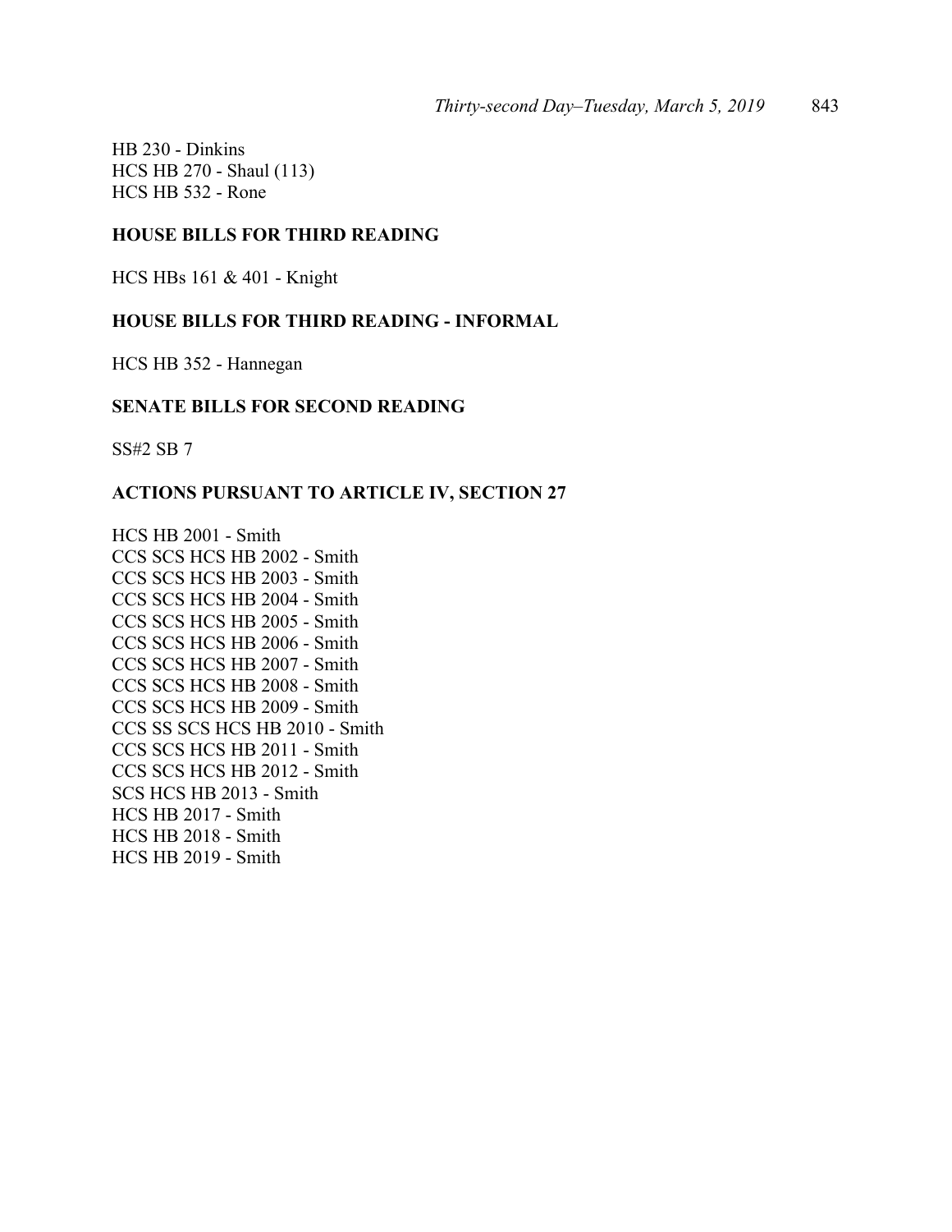HB 230 - Dinkins
HCS HB 270 - Shaul (113)
HCS HB 532 - Rone

**HOUSE BILLS FOR THIRD READING**

HCS HBs 161 & 401 - Knight

**HOUSE BILLS FOR THIRD READING - INFORMAL**

HCS HB 352 - Hannegan

**SENATE BILLS FOR SECOND READING**

SS#2 SB 7

**ACTIONS PURSUANT TO ARTICLE IV, SECTION 27**

HCS HB 2001 - Smith
CCS SCS HCS HB 2002 - Smith
CCS SCS HCS HB 2003 - Smith
CCS SCS HCS HB 2004 - Smith
CCS SCS HCS HB 2005 - Smith
CCS SCS HCS HB 2006 - Smith
CCS SCS HCS HB 2007 - Smith
CCS SCS HCS HB 2008 - Smith
CCS SCS HCS HB 2009 - Smith
CCS SS SCS HCS HB 2010 - Smith
CCS SCS HCS HB 2011 - Smith
CCS SCS HCS HB 2012 - Smith
SCS HCS HB 2013 - Smith
HCS HB 2017 - Smith
HCS HB 2018 - Smith
HCS HB 2019 - Smith